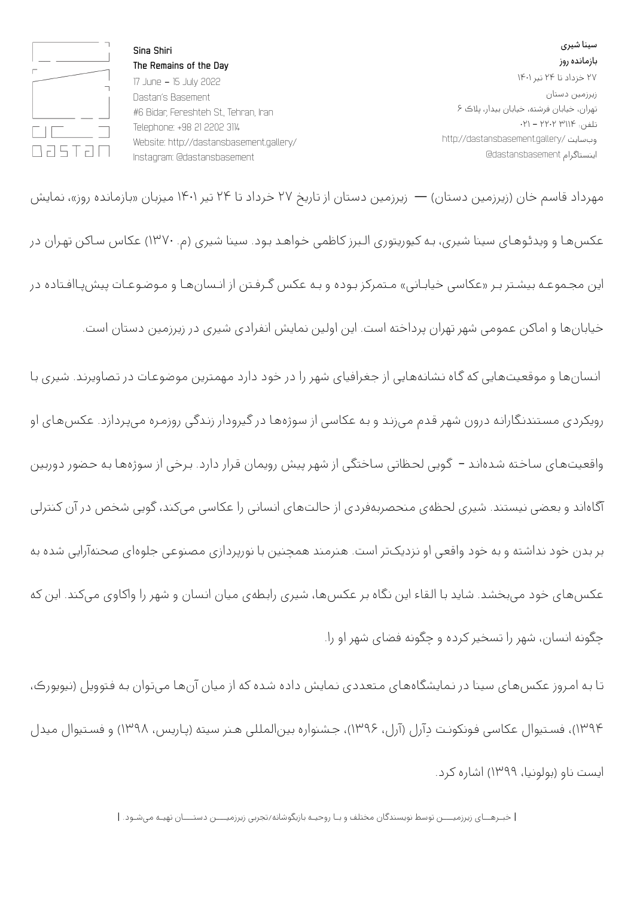dastan

Sina Shiri
The Remains of the Day
17 June – 15 July 2022
Dastan's Basement
#6 Bidar, Fereshteh St., Tehran, Iran
Telephone: +98 21 2202 3114
Website: http://dastansbasement.gallery/
Instagram: @dastansbasement

سینا شیری
بازمانده روز
۲۷ خرداد تا ۲۴ تیر ۱۴۰۱
زیرزمین دستان
تهران، خیابان فرشته، خیابان بیدار، پلاک ۶
تلفن: ۳۱۱۴ ۲۲۰۲ – ۰۲۱
وب‌سایت /http://dastansbasement.gallery
اینستاگرام dastansbasement@

مهرداد قاسم خان (زیرزمین دستان) — زیرزمین دستان از تاریخ ۲۷ خرداد تا ۲۴ تیر ۱۴۰۱ میزبان «بازمانده روز»، نمایش عکس‌ها و ویدئوهای سینا شیری، به کیوریتوری البرز کاظمی خواهد بود. سینا شیری (م. ۱۳۷۰) عکاس ساکن تهران در این مجموعه بیشتر بر «عکاسی خیابانی» متمرکز بوده و به عکس گرفتن از انسان‌ها و موضوعات پیش‌پاافتاده در خیابان‌ها و اماکن عمومی شهر تهران پرداخته است. این اولین نمایش انفرادی شیری در زیرزمین دستان است.

انسان‌ها و موقعیت‌هایی که گاه نشانه‌هایی از جغرافیای شهر را در خود دارد مهمترین موضوعات در تصاویرند. شیری با رویکردی مستندنگارانه درون شهر قدم می‌زند و به عکاسی از سوژه‌ها در گیرودار زندگی روزمره می‌پردازد. عکس‌های او واقعیت‌های ساخته شده‌اند – گویی لحظاتی ساختگی از شهر پیش رویمان قرار دارد. برخی از سوژه‌ها به حضور دوربین آگاه‌اند و بعضی نیستند. شیری لحظه‌ی منحصربه‌فردی از حالت‌های انسانی را عکاسی می‌کند، گویی شخص در آن کنترلی بر بدن خود نداشته و به خود واقعی او نزدیک‌تر است. هنرمند همچنین با نورپردازی مصنوعی جلوه‌ای صحنه‌آرایی شده به عکس‌های خود می‌بخشد. شاید با القاء این نگاه بر عکس‌ها، شیری رابطه‌ی میان انسان و شهر را واکاوی می‌کند. این که چگونه انسان، شهر را تسخیر کرده و چگونه فضای شهر او را.

تا به امروز عکس‌های سینا در نمایشگاه‌های متعددی نمایش داده شده که از میان آن‌ها می‌توان به فتوویل (نیویورک، ۱۳۹۴)، فستیوال عکاسی فونکونت دِآرل (آرل، ۱۳۹۶)، جشنواره بین‌المللی هنر سیته (پاریس، ۱۳۹۸) و فستیوال میدل ایست ناو (بولونیا، ۱۳۹۹) اشاره کرد.

| خبرهـــای زیرزمیـــــن توسط نویسندگان مختلف و بـا روحیـه بازیگوشانه/تجربی زیرزمیـــــن دستـــــان تهیـه می‌شـود. |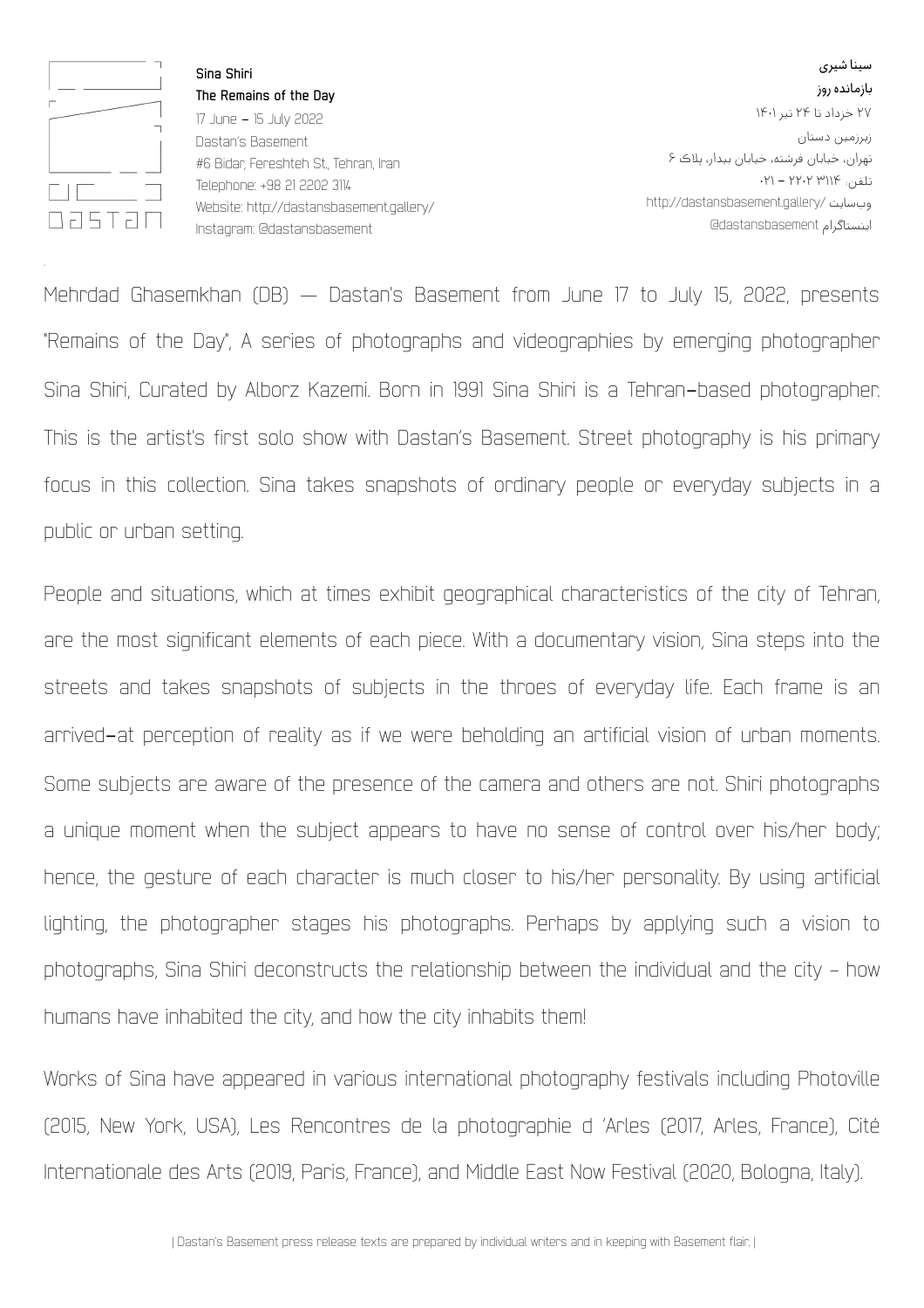dastan

**Sina Shiri**
**The Remains of the Day**
17 June – 15 July 2022
Dastan's Basement
#6 Bidar, Fereshteh St., Tehran, Iran
Telephone: +98 21 2202 3114
Website: http://dastansbasement.gallery/
Instagram: @dastansbasement

**سینا شیری**
**بازمانده روز**
۲۷ خرداد تا ۲۴ تیر ۱۴۰۱
زیرزمین دستان
تهران، خیابان فرشته، خیابان بیدار، پلاک ۶
تلفن. ۳۱۱۴ ۲۲۰۲ – ۰۲۱
وب‌سایت /http://dastansbasement.gallery
اینستاگرام dastansbasement@

Mehrdad Ghasemkhan (DB) — Dastan's Basement from June 17 to July 15, 2022, presents "Remains of the Day", A series of photographs and videographies by emerging photographer Sina Shiri, Curated by Alborz Kazemi. Born in 1991 Sina Shiri is a Tehran-based photographer. This is the artist's first solo show with Dastan's Basement. Street photography is his primary focus in this collection. Sina takes snapshots of ordinary people or everyday subjects in a public or urban setting.

People and situations, which at times exhibit geographical characteristics of the city of Tehran, are the most significant elements of each piece. With a documentary vision, Sina steps into the streets and takes snapshots of subjects in the throes of everyday life. Each frame is an arrived-at perception of reality as if we were beholding an artificial vision of urban moments. Some subjects are aware of the presence of the camera and others are not. Shiri photographs a unique moment when the subject appears to have no sense of control over his/her body; hence, the gesture of each character is much closer to his/her personality. By using artificial lighting, the photographer stages his photographs. Perhaps by applying such a vision to photographs, Sina Shiri deconstructs the relationship between the individual and the city – how humans have inhabited the city, and how the city inhabits them!

Works of Sina have appeared in various international photography festivals including Photoville (2015, New York, USA), Les Rencontres de la photographie d 'Arles (2017, Arles, France), Cité Internationale des Arts (2019, Paris, France), and Middle East Now Festival (2020, Bologna, Italy).

| Dastan's Basement press release texts are prepared by individual writers and in keeping with Basement flair. |